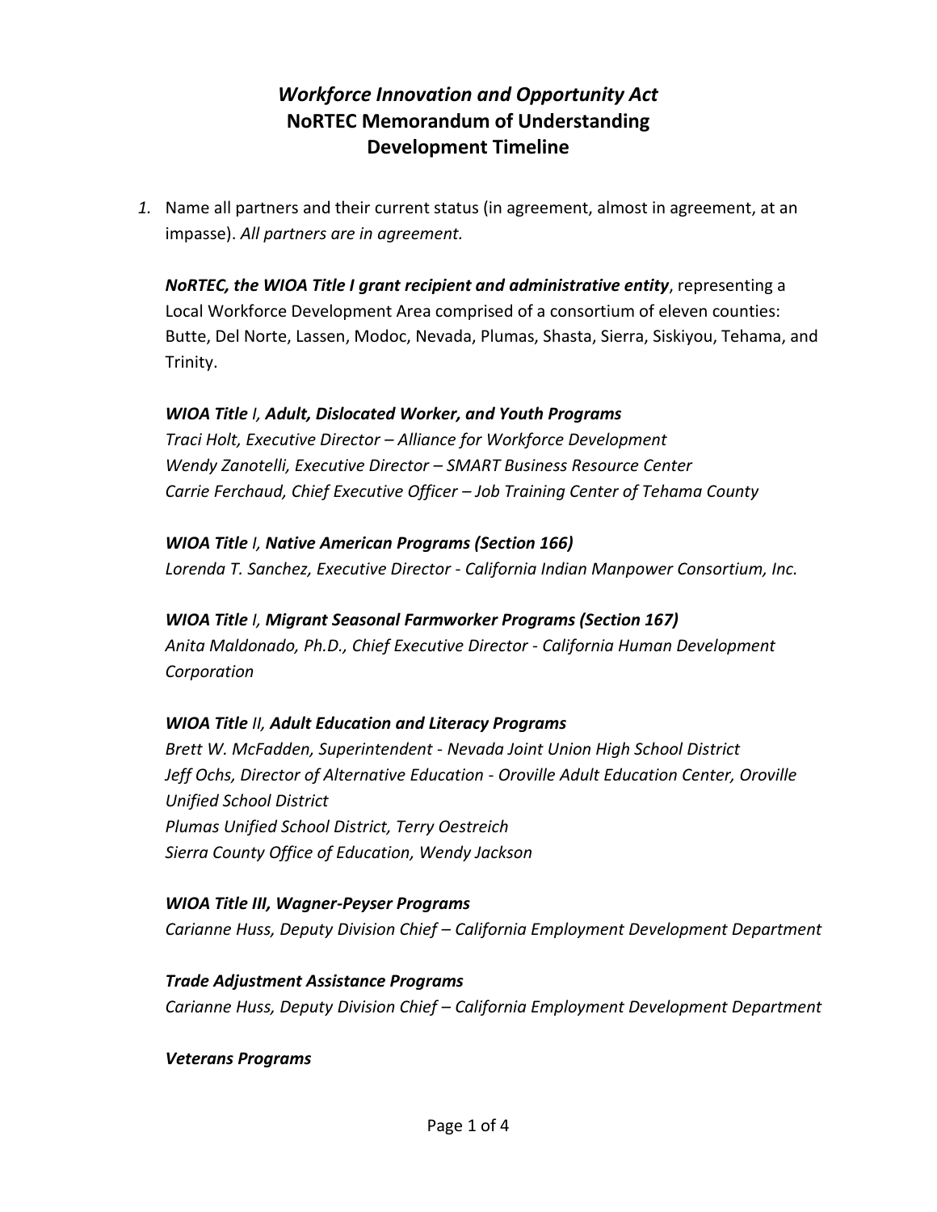# *Workforce Innovation and Opportunity Act*
# NoRTEC Memorandum of Understanding
# Development Timeline

1. Name all partners and their current status (in agreement, almost in agreement, at an impasse). *All partners are in agreement.*

   ***NoRTEC, the WIOA Title I grant recipient and administrative entity***, representing a Local Workforce Development Area comprised of a consortium of eleven counties: Butte, Del Norte, Lassen, Modoc, Nevada, Plumas, Shasta, Sierra, Siskiyou, Tehama, and Trinity.

   ***WIOA Title** I, **Adult, Dislocated Worker, and Youth Programs***
   *Traci Holt, Executive Director – Alliance for Workforce Development*
   *Wendy Zanotelli, Executive Director – SMART Business Resource Center*
   *Carrie Ferchaud, Chief Executive Officer – Job Training Center of Tehama County*

   ***WIOA Title** I, **Native American Programs (Section 166)***
   *Lorenda T. Sanchez, Executive Director - California Indian Manpower Consortium, Inc.*

   ***WIOA Title** I, **Migrant Seasonal Farmworker Programs (Section 167)***
   *Anita Maldonado, Ph.D., Chief Executive Director - California Human Development Corporation*

   ***WIOA Title** II, **Adult Education and Literacy Programs***
   *Brett W. McFadden, Superintendent - Nevada Joint Union High School District*
   *Jeff Ochs, Director of Alternative Education - Oroville Adult Education Center, Oroville Unified School District*
   *Plumas Unified School District, Terry Oestreich*
   *Sierra County Office of Education, Wendy Jackson*

   ***WIOA Title III, Wagner-Peyser Programs***
   *Carianne Huss, Deputy Division Chief – California Employment Development Department*

   ***Trade Adjustment Assistance Programs***
   *Carianne Huss, Deputy Division Chief – California Employment Development Department*

   ***Veterans Programs***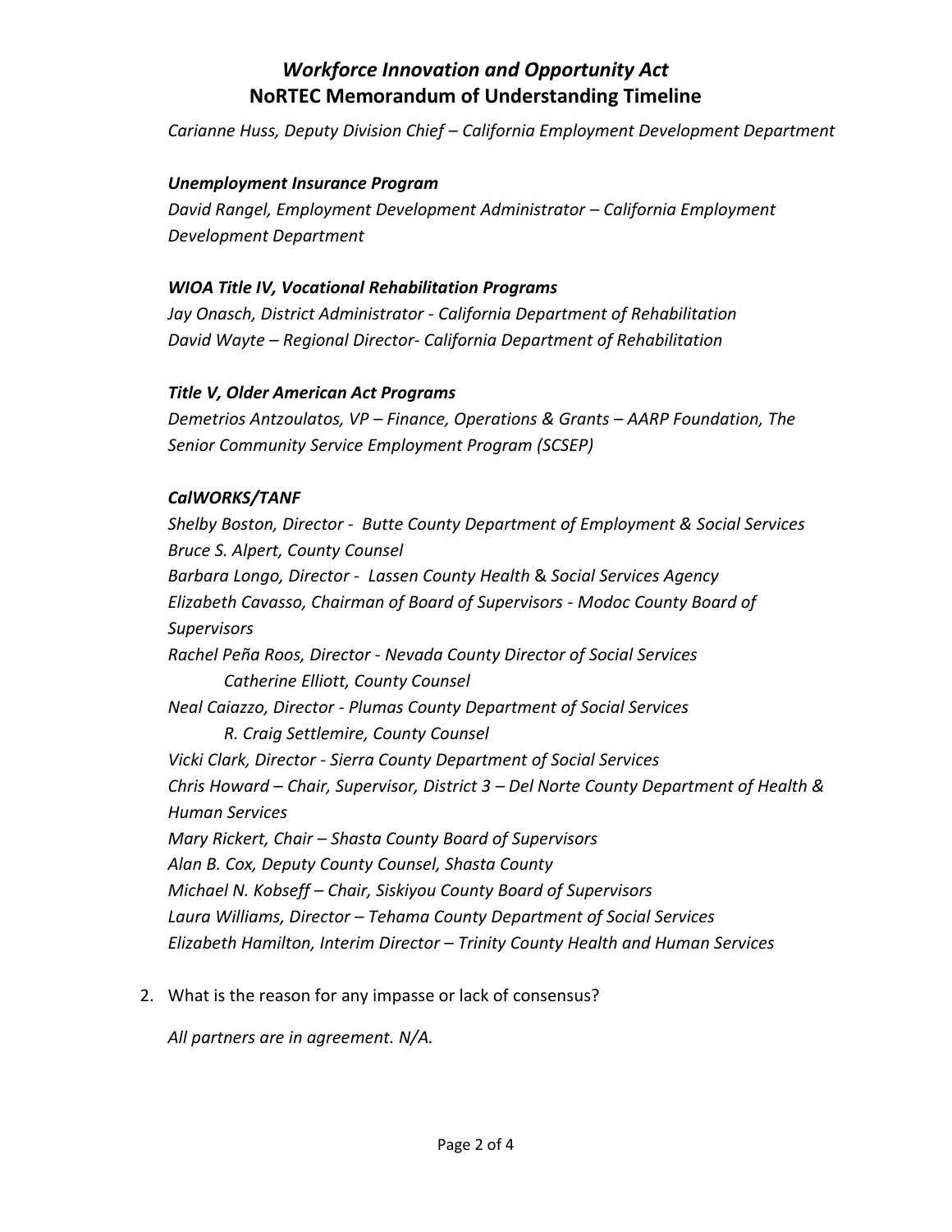*Carianne Huss, Deputy Division Chief – California Employment Development Department*

***Unemployment Insurance Program***

*David Rangel, Employment Development Administrator – California Employment Development Department*

***WIOA Title IV, Vocational Rehabilitation Programs***

*Jay Onasch, District Administrator - California Department of Rehabilitation*
*David Wayte – Regional Director- California Department of Rehabilitation*

***Title V, Older American Act Programs***

*Demetrios Antzoulatos, VP – Finance, Operations & Grants – AARP Foundation, The Senior Community Service Employment Program (SCSEP)*

***CalWORKS/TANF***

*Shelby Boston, Director - Butte County Department of Employment & Social Services*
*Bruce S. Alpert, County Counsel*
*Barbara Longo, Director - Lassen County Health & Social Services Agency*
*Elizabeth Cavasso, Chairman of Board of Supervisors - Modoc County Board of Supervisors*
*Rachel Peña Roos, Director - Nevada County Director of Social Services*
    *Catherine Elliott, County Counsel*
*Neal Caiazzo, Director - Plumas County Department of Social Services*
    *R. Craig Settlemire, County Counsel*
*Vicki Clark, Director - Sierra County Department of Social Services*
*Chris Howard – Chair, Supervisor, District 3 – Del Norte County Department of Health & Human Services*
*Mary Rickert, Chair – Shasta County Board of Supervisors*
*Alan B. Cox, Deputy County Counsel, Shasta County*
*Michael N. Kobseff – Chair, Siskiyou County Board of Supervisors*
*Laura Williams, Director – Tehama County Department of Social Services*
*Elizabeth Hamilton, Interim Director – Trinity County Health and Human Services*

2. What is the reason for any impasse or lack of consensus?

   *All partners are in agreement. N/A.*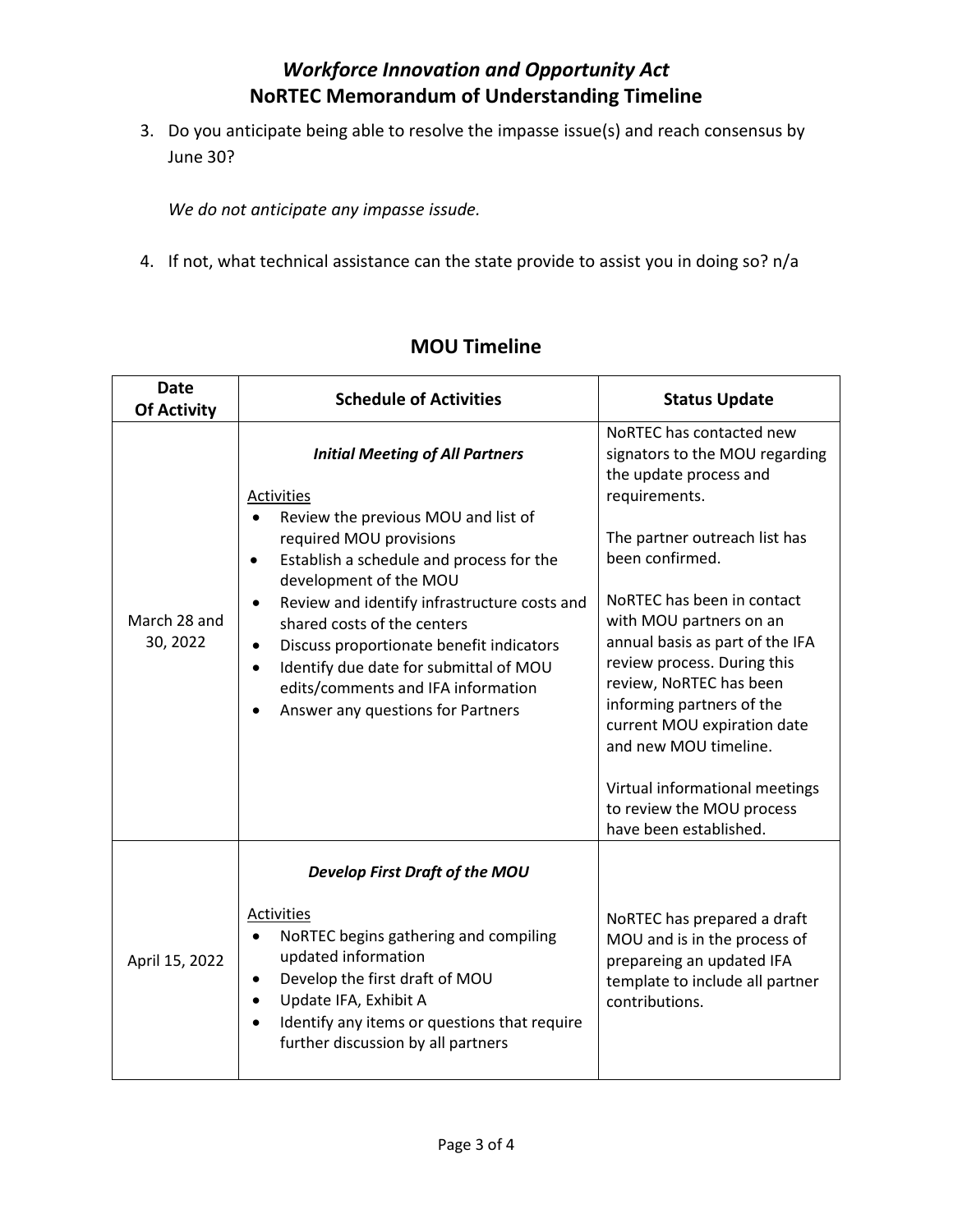# *Workforce Innovation and Opportunity Act*
# NoRTEC Memorandum of Understanding Timeline

3. Do you anticipate being able to resolve the impasse issue(s) and reach consensus by June 30?

   *We do not anticipate any impasse issude.*

4. If not, what technical assistance can the state provide to assist you in doing so? n/a

## MOU Timeline

| Date Of Activity | Schedule of Activities | Status Update |
|---|---|---|
| March 28 and 30, 2022 | ***Initial Meeting of All Partners***<br><br><u>Activities</u><br>• Review the previous MOU and list of required MOU provisions<br>• Establish a schedule and process for the development of the MOU<br>• Review and identify infrastructure costs and shared costs of the centers<br>• Discuss proportionate benefit indicators<br>• Identify due date for submittal of MOU edits/comments and IFA information<br>• Answer any questions for Partners | NoRTEC has contacted new signators to the MOU regarding the update process and requirements.<br><br>The partner outreach list has been confirmed.<br><br>NoRTEC has been in contact with MOU partners on an annual basis as part of the IFA review process. During this review, NoRTEC has been informing partners of the current MOU expiration date and new MOU timeline.<br><br>Virtual informational meetings to review the MOU process have been established. |
| April 15, 2022 | ***Develop First Draft of the MOU***<br><br><u>Activities</u><br>• NoRTEC begins gathering and compiling updated information<br>• Develop the first draft of MOU<br>• Update IFA, Exhibit A<br>• Identify any items or questions that require further discussion by all partners | NoRTEC has prepared a draft MOU and is in the process of prepareing an updated IFA template to include all partner contributions. |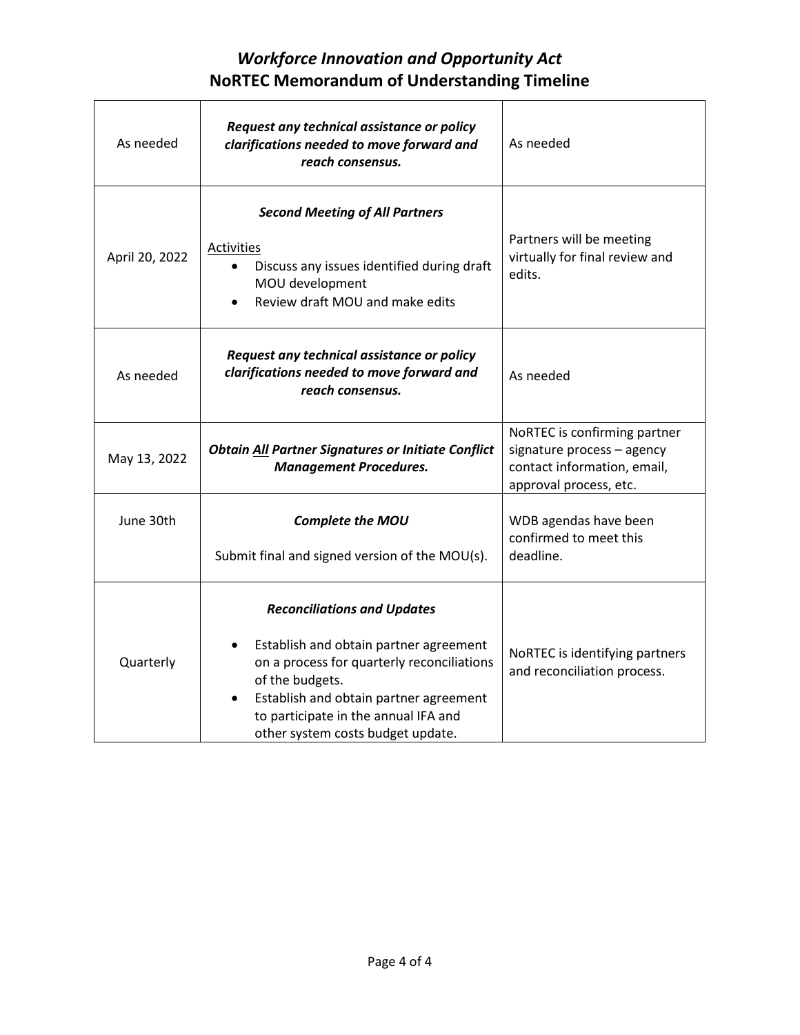# *Workforce Innovation and Opportunity Act*
# NoRTEC Memorandum of Understanding Timeline

| | | |
|---|---|---|
| As needed | ***Request any technical assistance or policy clarifications needed to move forward and reach consensus.*** | As needed |
| April 20, 2022 | ***Second Meeting of All Partners***<br><br>Activities<br>• Discuss any issues identified during draft MOU development<br>• Review draft MOU and make edits | Partners will be meeting virtually for final review and edits. |
| As needed | ***Request any technical assistance or policy clarifications needed to move forward and reach consensus.*** | As needed |
| May 13, 2022 | ***Obtain All Partner Signatures or Initiate Conflict Management Procedures.*** | NoRTEC is confirming partner signature process – agency contact information, email, approval process, etc. |
| June 30th | ***Complete the MOU***<br><br>Submit final and signed version of the MOU(s). | WDB agendas have been confirmed to meet this deadline. |
| Quarterly | ***Reconciliations and Updates***<br><br>• Establish and obtain partner agreement on a process for quarterly reconciliations of the budgets.<br>• Establish and obtain partner agreement to participate in the annual IFA and other system costs budget update. | NoRTEC is identifying partners and reconciliation process. |